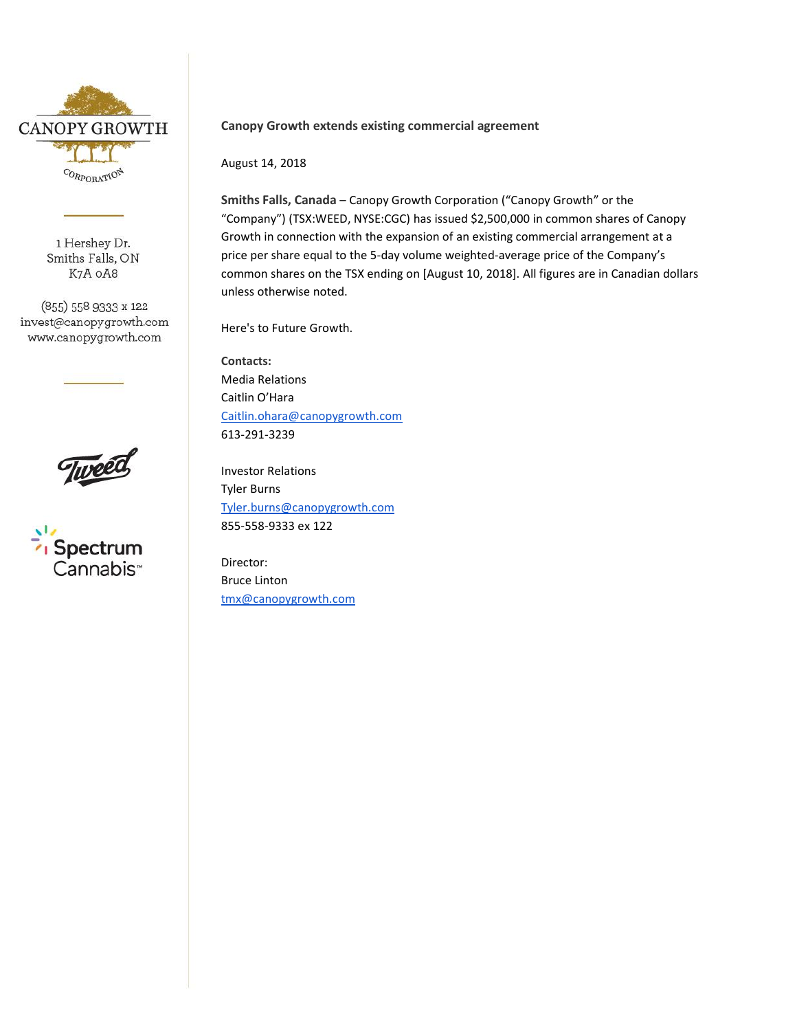CANOPY GROWTH CORPORATION

1 Hershey Dr.
Smiths Falls, ON
K7A 0A8

(855) 558 9333 x 122
invest@canopygrowth.com
www.canopygrowth.com

Tweed

Spectrum Cannabis™

**Canopy Growth extends existing commercial agreement**

August 14, 2018

**Smiths Falls, Canada** – Canopy Growth Corporation ("Canopy Growth" or the "Company") (TSX:WEED, NYSE:CGC) has issued $2,500,000 in common shares of Canopy Growth in connection with the expansion of an existing commercial arrangement at a price per share equal to the 5-day volume weighted-average price of the Company's common shares on the TSX ending on [August 10, 2018]. All figures are in Canadian dollars unless otherwise noted.

Here's to Future Growth.

**Contacts:**
Media Relations
Caitlin O'Hara
Caitlin.ohara@canopygrowth.com
613-291-3239

Investor Relations
Tyler Burns
Tyler.burns@canopygrowth.com
855-558-9333 ex 122

Director:
Bruce Linton
tmx@canopygrowth.com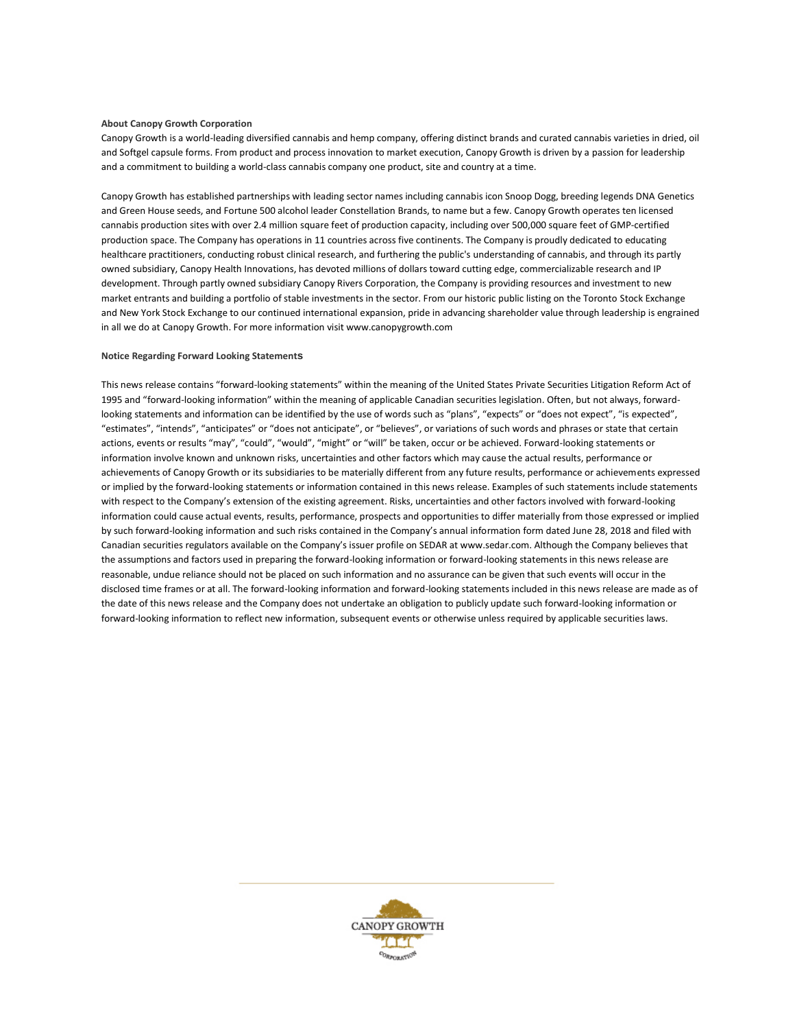**About Canopy Growth Corporation**

Canopy Growth is a world-leading diversified cannabis and hemp company, offering distinct brands and curated cannabis varieties in dried, oil and Softgel capsule forms. From product and process innovation to market execution, Canopy Growth is driven by a passion for leadership and a commitment to building a world-class cannabis company one product, site and country at a time.

Canopy Growth has established partnerships with leading sector names including cannabis icon Snoop Dogg, breeding legends DNA Genetics and Green House seeds, and Fortune 500 alcohol leader Constellation Brands, to name but a few. Canopy Growth operates ten licensed cannabis production sites with over 2.4 million square feet of production capacity, including over 500,000 square feet of GMP-certified production space. The Company has operations in 11 countries across five continents. The Company is proudly dedicated to educating healthcare practitioners, conducting robust clinical research, and furthering the public's understanding of cannabis, and through its partly owned subsidiary, Canopy Health Innovations, has devoted millions of dollars toward cutting edge, commercializable research and IP development. Through partly owned subsidiary Canopy Rivers Corporation, the Company is providing resources and investment to new market entrants and building a portfolio of stable investments in the sector. From our historic public listing on the Toronto Stock Exchange and New York Stock Exchange to our continued international expansion, pride in advancing shareholder value through leadership is engrained in all we do at Canopy Growth. For more information visit www.canopygrowth.com

**Notice Regarding Forward Looking Statements**

This news release contains "forward-looking statements" within the meaning of the United States Private Securities Litigation Reform Act of 1995 and "forward-looking information" within the meaning of applicable Canadian securities legislation. Often, but not always, forward-looking statements and information can be identified by the use of words such as "plans", "expects" or "does not expect", "is expected", "estimates", "intends", "anticipates" or "does not anticipate", or "believes", or variations of such words and phrases or state that certain actions, events or results "may", "could", "would", "might" or "will" be taken, occur or be achieved. Forward-looking statements or information involve known and unknown risks, uncertainties and other factors which may cause the actual results, performance or achievements of Canopy Growth or its subsidiaries to be materially different from any future results, performance or achievements expressed or implied by the forward-looking statements or information contained in this news release. Examples of such statements include statements with respect to the Company's extension of the existing agreement. Risks, uncertainties and other factors involved with forward-looking information could cause actual events, results, performance, prospects and opportunities to differ materially from those expressed or implied by such forward-looking information and such risks contained in the Company's annual information form dated June 28, 2018 and filed with Canadian securities regulators available on the Company's issuer profile on SEDAR at www.sedar.com. Although the Company believes that the assumptions and factors used in preparing the forward-looking information or forward-looking statements in this news release are reasonable, undue reliance should not be placed on such information and no assurance can be given that such events will occur in the disclosed time frames or at all. The forward-looking information and forward-looking statements included in this news release are made as of the date of this news release and the Company does not undertake an obligation to publicly update such forward-looking information or forward-looking information to reflect new information, subsequent events or otherwise unless required by applicable securities laws.

CANOPY GROWTH CORPORATION